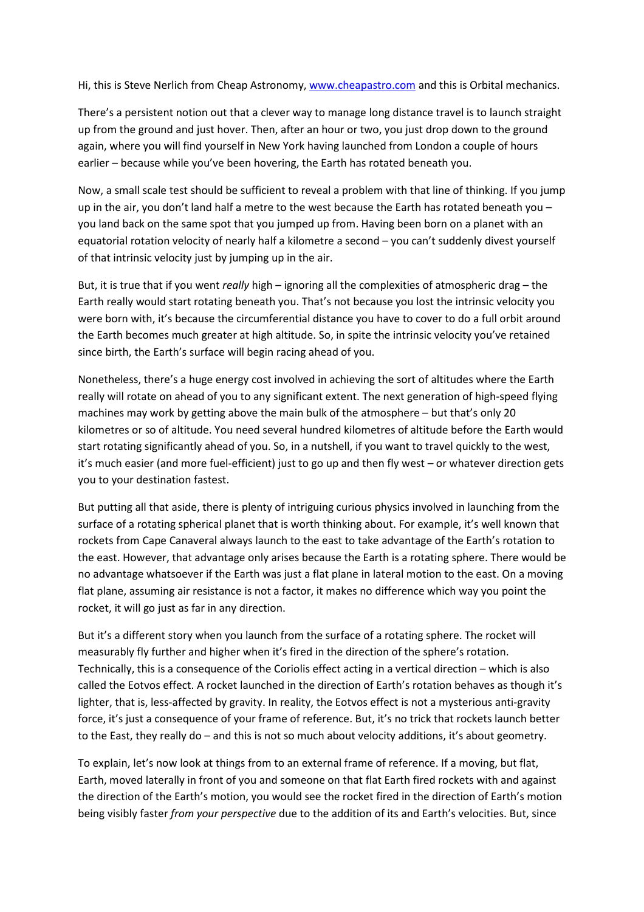Hi, this is Steve Nerlich from Cheap Astronomy, www.cheapastro.com and this is Orbital mechanics.

There's a persistent notion out that a clever way to manage long distance travel is to launch straight up from the ground and just hover. Then, after an hour or two, you just drop down to the ground again, where you will find yourself in New York having launched from London a couple of hours earlier – because while you've been hovering, the Earth has rotated beneath you.

Now, a small scale test should be sufficient to reveal a problem with that line of thinking. If you jump up in the air, you don't land half a metre to the west because the Earth has rotated beneath you – you land back on the same spot that you jumped up from. Having been born on a planet with an equatorial rotation velocity of nearly half a kilometre a second – you can't suddenly divest yourself of that intrinsic velocity just by jumping up in the air.

But, it is true that if you went *really* high – ignoring all the complexities of atmospheric drag – the Earth really would start rotating beneath you. That's not because you lost the intrinsic velocity you were born with, it's because the circumferential distance you have to cover to do a full orbit around the Earth becomes much greater at high altitude. So, in spite the intrinsic velocity you've retained since birth, the Earth's surface will begin racing ahead of you.

Nonetheless, there's a huge energy cost involved in achieving the sort of altitudes where the Earth really will rotate on ahead of you to any significant extent. The next generation of high-speed flying machines may work by getting above the main bulk of the atmosphere – but that's only 20 kilometres or so of altitude. You need several hundred kilometres of altitude before the Earth would start rotating significantly ahead of you. So, in a nutshell, if you want to travel quickly to the west, it's much easier (and more fuel-efficient) just to go up and then fly west – or whatever direction gets you to your destination fastest.

But putting all that aside, there is plenty of intriguing curious physics involved in launching from the surface of a rotating spherical planet that is worth thinking about. For example, it's well known that rockets from Cape Canaveral always launch to the east to take advantage of the Earth's rotation to the east. However, that advantage only arises because the Earth is a rotating sphere. There would be no advantage whatsoever if the Earth was just a flat plane in lateral motion to the east. On a moving flat plane, assuming air resistance is not a factor, it makes no difference which way you point the rocket, it will go just as far in any direction.

But it's a different story when you launch from the surface of a rotating sphere. The rocket will measurably fly further and higher when it's fired in the direction of the sphere's rotation. Technically, this is a consequence of the Coriolis effect acting in a vertical direction – which is also called the Eotvos effect. A rocket launched in the direction of Earth's rotation behaves as though it's lighter, that is, less-affected by gravity. In reality, the Eotvos effect is not a mysterious anti-gravity force, it's just a consequence of your frame of reference. But, it's no trick that rockets launch better to the East, they really do – and this is not so much about velocity additions, it's about geometry.

To explain, let's now look at things from to an external frame of reference. If a moving, but flat, Earth, moved laterally in front of you and someone on that flat Earth fired rockets with and against the direction of the Earth's motion, you would see the rocket fired in the direction of Earth's motion being visibly faster *from your perspective* due to the addition of its and Earth's velocities. But, since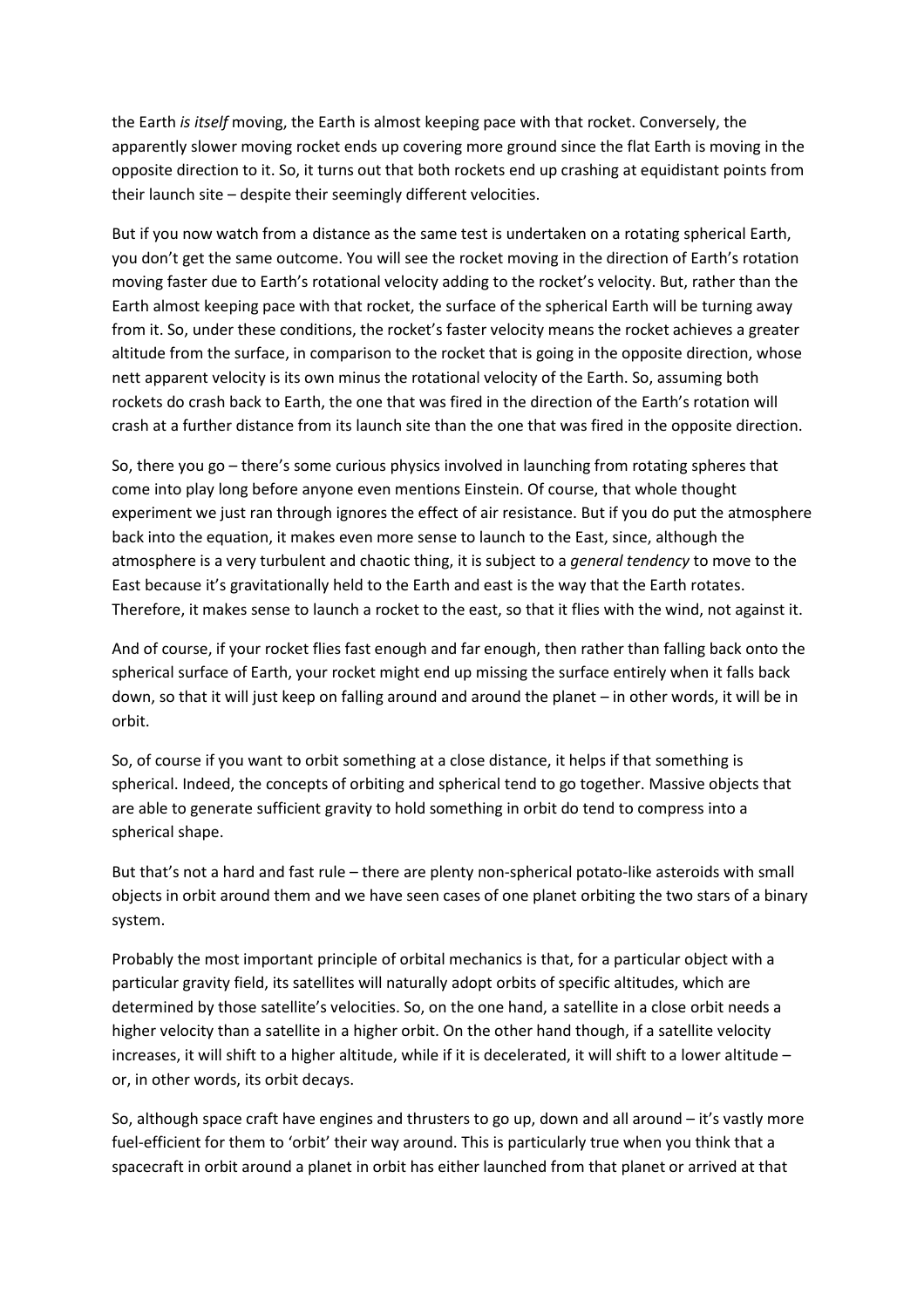the Earth *is itself* moving, the Earth is almost keeping pace with that rocket. Conversely, the apparently slower moving rocket ends up covering more ground since the flat Earth is moving in the opposite direction to it. So, it turns out that both rockets end up crashing at equidistant points from their launch site – despite their seemingly different velocities.

But if you now watch from a distance as the same test is undertaken on a rotating spherical Earth, you don't get the same outcome. You will see the rocket moving in the direction of Earth's rotation moving faster due to Earth's rotational velocity adding to the rocket's velocity. But, rather than the Earth almost keeping pace with that rocket, the surface of the spherical Earth will be turning away from it. So, under these conditions, the rocket's faster velocity means the rocket achieves a greater altitude from the surface, in comparison to the rocket that is going in the opposite direction, whose nett apparent velocity is its own minus the rotational velocity of the Earth. So, assuming both rockets do crash back to Earth, the one that was fired in the direction of the Earth's rotation will crash at a further distance from its launch site than the one that was fired in the opposite direction.

So, there you go – there's some curious physics involved in launching from rotating spheres that come into play long before anyone even mentions Einstein. Of course, that whole thought experiment we just ran through ignores the effect of air resistance. But if you do put the atmosphere back into the equation, it makes even more sense to launch to the East, since, although the atmosphere is a very turbulent and chaotic thing, it is subject to a *general tendency* to move to the East because it's gravitationally held to the Earth and east is the way that the Earth rotates. Therefore, it makes sense to launch a rocket to the east, so that it flies with the wind, not against it.

And of course, if your rocket flies fast enough and far enough, then rather than falling back onto the spherical surface of Earth, your rocket might end up missing the surface entirely when it falls back down, so that it will just keep on falling around and around the planet – in other words, it will be in orbit.

So, of course if you want to orbit something at a close distance, it helps if that something is spherical. Indeed, the concepts of orbiting and spherical tend to go together. Massive objects that are able to generate sufficient gravity to hold something in orbit do tend to compress into a spherical shape.

But that's not a hard and fast rule – there are plenty non-spherical potato-like asteroids with small objects in orbit around them and we have seen cases of one planet orbiting the two stars of a binary system.

Probably the most important principle of orbital mechanics is that, for a particular object with a particular gravity field, its satellites will naturally adopt orbits of specific altitudes, which are determined by those satellite's velocities. So, on the one hand, a satellite in a close orbit needs a higher velocity than a satellite in a higher orbit. On the other hand though, if a satellite velocity increases, it will shift to a higher altitude, while if it is decelerated, it will shift to a lower altitude – or, in other words, its orbit decays.

So, although space craft have engines and thrusters to go up, down and all around – it's vastly more fuel-efficient for them to 'orbit' their way around. This is particularly true when you think that a spacecraft in orbit around a planet in orbit has either launched from that planet or arrived at that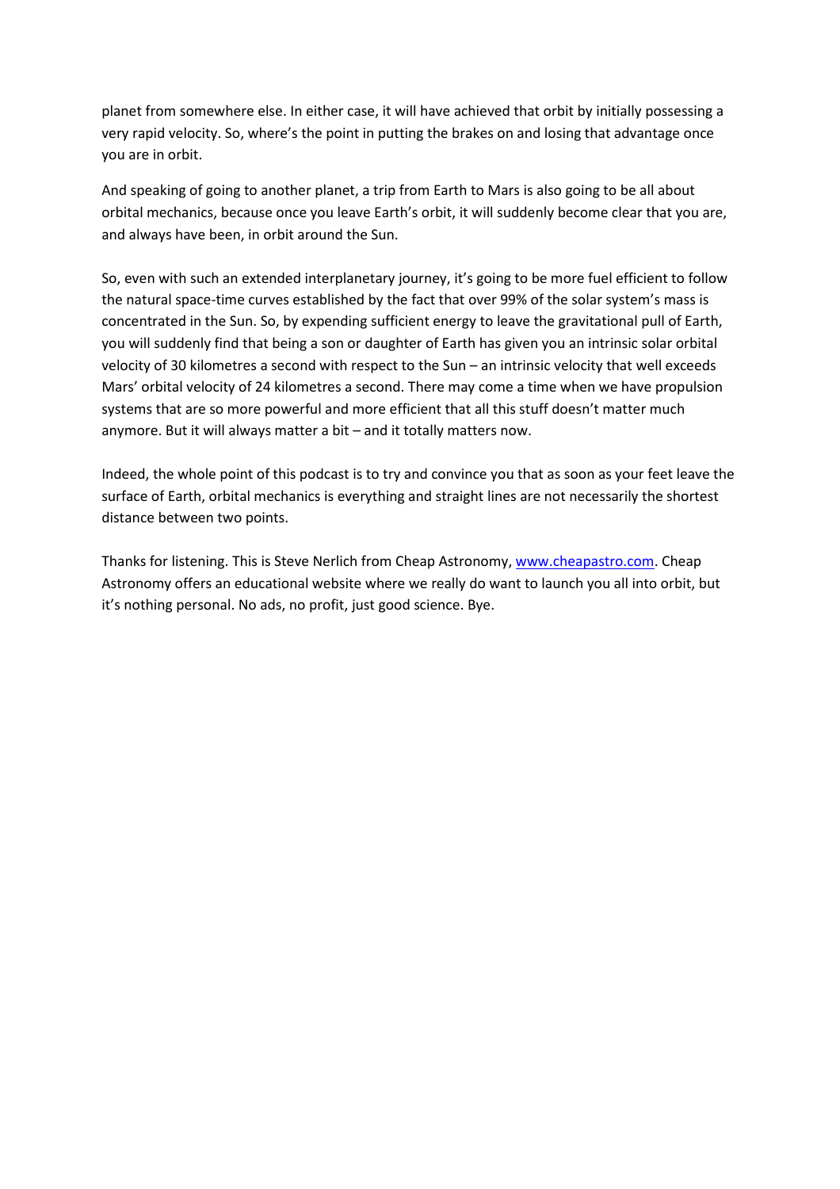planet from somewhere else. In either case, it will have achieved that orbit by initially possessing a very rapid velocity. So, where's the point in putting the brakes on and losing that advantage once you are in orbit.

And speaking of going to another planet, a trip from Earth to Mars is also going to be all about orbital mechanics, because once you leave Earth's orbit, it will suddenly become clear that you are, and always have been, in orbit around the Sun.

So, even with such an extended interplanetary journey, it's going to be more fuel efficient to follow the natural space-time curves established by the fact that over 99% of the solar system's mass is concentrated in the Sun. So, by expending sufficient energy to leave the gravitational pull of Earth, you will suddenly find that being a son or daughter of Earth has given you an intrinsic solar orbital velocity of 30 kilometres a second with respect to the Sun – an intrinsic velocity that well exceeds Mars' orbital velocity of 24 kilometres a second. There may come a time when we have propulsion systems that are so more powerful and more efficient that all this stuff doesn't matter much anymore. But it will always matter a bit – and it totally matters now.

Indeed, the whole point of this podcast is to try and convince you that as soon as your feet leave the surface of Earth, orbital mechanics is everything and straight lines are not necessarily the shortest distance between two points.

Thanks for listening. This is Steve Nerlich from Cheap Astronomy, [www.cheapastro.com](http://www.cheapastro.com). Cheap Astronomy offers an educational website where we really do want to launch you all into orbit, but it's nothing personal. No ads, no profit, just good science. Bye.